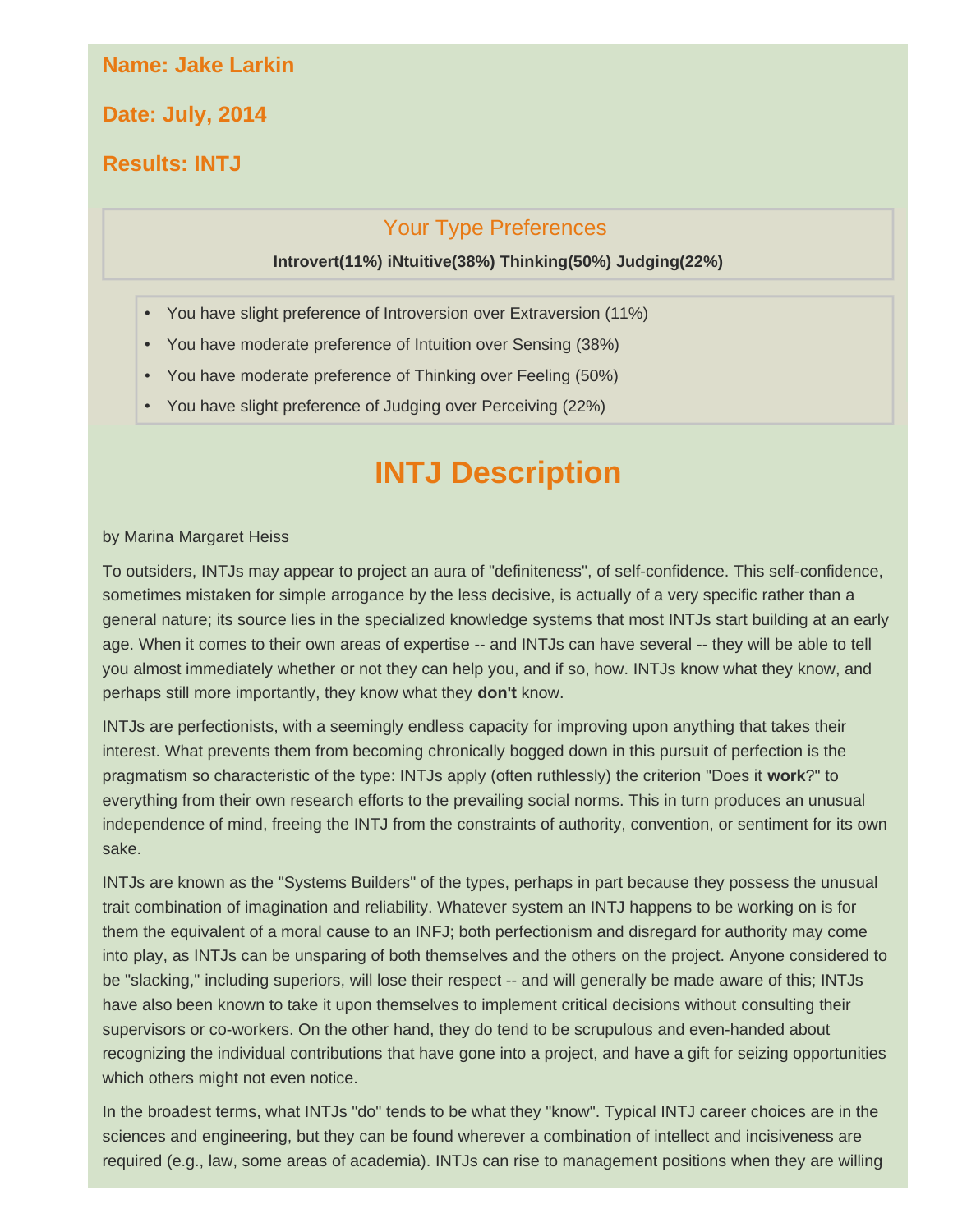**Name: Jake Larkin**

**Date: July, 2014**

**Results: INTJ**

## Your Type Preferences

**Introvert(11%) iNtuitive(38%) Thinking(50%) Judging(22%)**

- You have slight preference of Introversion over Extraversion (11%)
- You have moderate preference of Intuition over Sensing (38%)
- You have moderate preference of Thinking over Feeling (50%)
- You have slight preference of Judging over Perceiving (22%)

# INTJ Description

by Marina Margaret Heiss

To outsiders, INTJs may appear to project an aura of "definiteness", of self-confidence. This self-confidence, sometimes mistaken for simple arrogance by the less decisive, is actually of a very specific rather than a general nature; its source lies in the specialized knowledge systems that most INTJs start building at an early age. When it comes to their own areas of expertise -- and INTJs can have several -- they will be able to tell you almost immediately whether or not they can help you, and if so, how. INTJs know what they know, and perhaps still more importantly, they know what they **don't** know.

INTJs are perfectionists, with a seemingly endless capacity for improving upon anything that takes their interest. What prevents them from becoming chronically bogged down in this pursuit of perfection is the pragmatism so characteristic of the type: INTJs apply (often ruthlessly) the criterion "Does it **work**?" to everything from their own research efforts to the prevailing social norms. This in turn produces an unusual independence of mind, freeing the INTJ from the constraints of authority, convention, or sentiment for its own sake.

INTJs are known as the "Systems Builders" of the types, perhaps in part because they possess the unusual trait combination of imagination and reliability. Whatever system an INTJ happens to be working on is for them the equivalent of a moral cause to an INFJ; both perfectionism and disregard for authority may come into play, as INTJs can be unsparing of both themselves and the others on the project. Anyone considered to be "slacking," including superiors, will lose their respect -- and will generally be made aware of this; INTJs have also been known to take it upon themselves to implement critical decisions without consulting their supervisors or co-workers. On the other hand, they do tend to be scrupulous and even-handed about recognizing the individual contributions that have gone into a project, and have a gift for seizing opportunities which others might not even notice.

In the broadest terms, what INTJs "do" tends to be what they "know". Typical INTJ career choices are in the sciences and engineering, but they can be found wherever a combination of intellect and incisiveness are required (e.g., law, some areas of academia). INTJs can rise to management positions when they are willing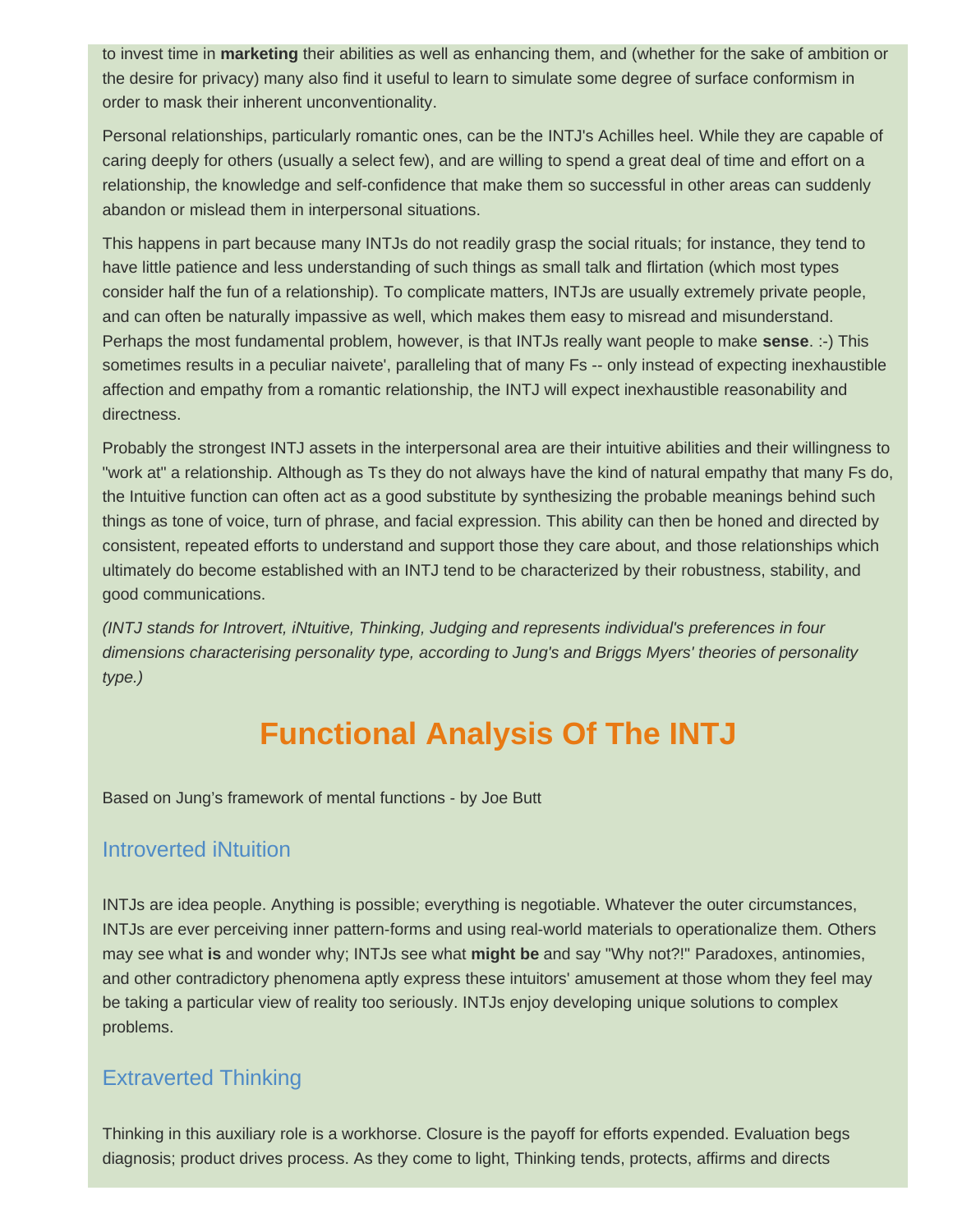to invest time in **marketing** their abilities as well as enhancing them, and (whether for the sake of ambition or the desire for privacy) many also find it useful to learn to simulate some degree of surface conformism in order to mask their inherent unconventionality.

Personal relationships, particularly romantic ones, can be the INTJ's Achilles heel. While they are capable of caring deeply for others (usually a select few), and are willing to spend a great deal of time and effort on a relationship, the knowledge and self-confidence that make them so successful in other areas can suddenly abandon or mislead them in interpersonal situations.

This happens in part because many INTJs do not readily grasp the social rituals; for instance, they tend to have little patience and less understanding of such things as small talk and flirtation (which most types consider half the fun of a relationship). To complicate matters, INTJs are usually extremely private people, and can often be naturally impassive as well, which makes them easy to misread and misunderstand. Perhaps the most fundamental problem, however, is that INTJs really want people to make **sense**. :-) This sometimes results in a peculiar naivete', paralleling that of many Fs -- only instead of expecting inexhaustible affection and empathy from a romantic relationship, the INTJ will expect inexhaustible reasonability and directness.

Probably the strongest INTJ assets in the interpersonal area are their intuitive abilities and their willingness to "work at" a relationship. Although as Ts they do not always have the kind of natural empathy that many Fs do, the Intuitive function can often act as a good substitute by synthesizing the probable meanings behind such things as tone of voice, turn of phrase, and facial expression. This ability can then be honed and directed by consistent, repeated efforts to understand and support those they care about, and those relationships which ultimately do become established with an INTJ tend to be characterized by their robustness, stability, and good communications.

*(INTJ stands for Introvert, iNtuitive, Thinking, Judging and represents individual's preferences in four dimensions characterising personality type, according to Jung's and Briggs Myers' theories of personality type.)*

# Functional Analysis Of The INTJ

Based on Jung's framework of mental functions - by Joe Butt

## Introverted iNtuition

INTJs are idea people. Anything is possible; everything is negotiable. Whatever the outer circumstances, INTJs are ever perceiving inner pattern-forms and using real-world materials to operationalize them. Others may see what **is** and wonder why; INTJs see what **might be** and say "Why not?!" Paradoxes, antinomies, and other contradictory phenomena aptly express these intuitors' amusement at those whom they feel may be taking a particular view of reality too seriously. INTJs enjoy developing unique solutions to complex problems.

## Extraverted Thinking

Thinking in this auxiliary role is a workhorse. Closure is the payoff for efforts expended. Evaluation begs diagnosis; product drives process. As they come to light, Thinking tends, protects, affirms and directs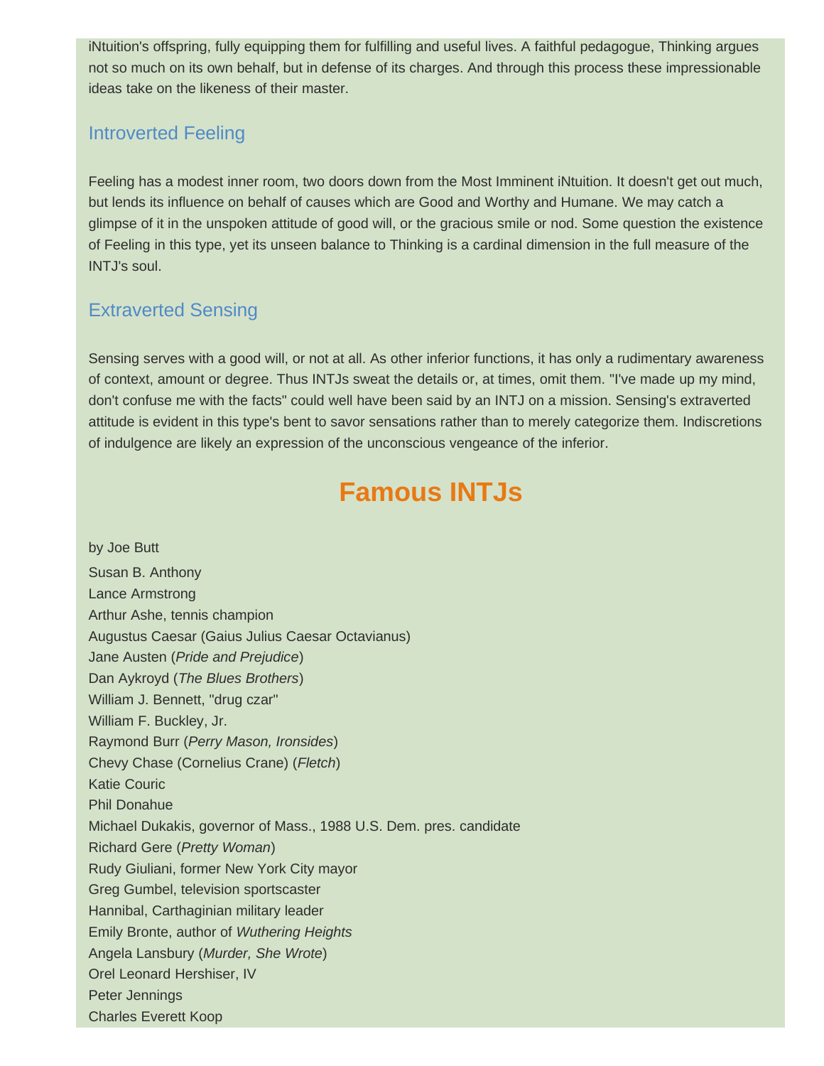iNtuition's offspring, fully equipping them for fulfilling and useful lives. A faithful pedagogue, Thinking argues not so much on its own behalf, but in defense of its charges. And through this process these impressionable ideas take on the likeness of their master.

### Introverted Feeling

Feeling has a modest inner room, two doors down from the Most Imminent iNtuition. It doesn't get out much, but lends its influence on behalf of causes which are Good and Worthy and Humane. We may catch a glimpse of it in the unspoken attitude of good will, or the gracious smile or nod. Some question the existence of Feeling in this type, yet its unseen balance to Thinking is a cardinal dimension in the full measure of the INTJ's soul.

### Extraverted Sensing

Sensing serves with a good will, or not at all. As other inferior functions, it has only a rudimentary awareness of context, amount or degree. Thus INTJs sweat the details or, at times, omit them. "I've made up my mind, don't confuse me with the facts" could well have been said by an INTJ on a mission. Sensing's extraverted attitude is evident in this type's bent to savor sensations rather than to merely categorize them. Indiscretions of indulgence are likely an expression of the unconscious vengeance of the inferior.

## Famous INTJs

by Joe Butt

Susan B. Anthony  
Lance Armstrong  
Arthur Ashe, tennis champion  
Augustus Caesar (Gaius Julius Caesar Octavianus)  
Jane Austen (*Pride and Prejudice*)  
Dan Aykroyd (*The Blues Brothers*)  
William J. Bennett, "drug czar"  
William F. Buckley, Jr.  
Raymond Burr (*Perry Mason, Ironsides*)  
Chevy Chase (Cornelius Crane) (*Fletch*)  
Katie Couric  
Phil Donahue  
Michael Dukakis, governor of Mass., 1988 U.S. Dem. pres. candidate  
Richard Gere (*Pretty Woman*)  
Rudy Giuliani, former New York City mayor  
Greg Gumbel, television sportscaster  
Hannibal, Carthaginian military leader  
Emily Bronte, author of *Wuthering Heights*  
Angela Lansbury (*Murder, She Wrote*)  
Orel Leonard Hershiser, IV  
Peter Jennings  
Charles Everett Koop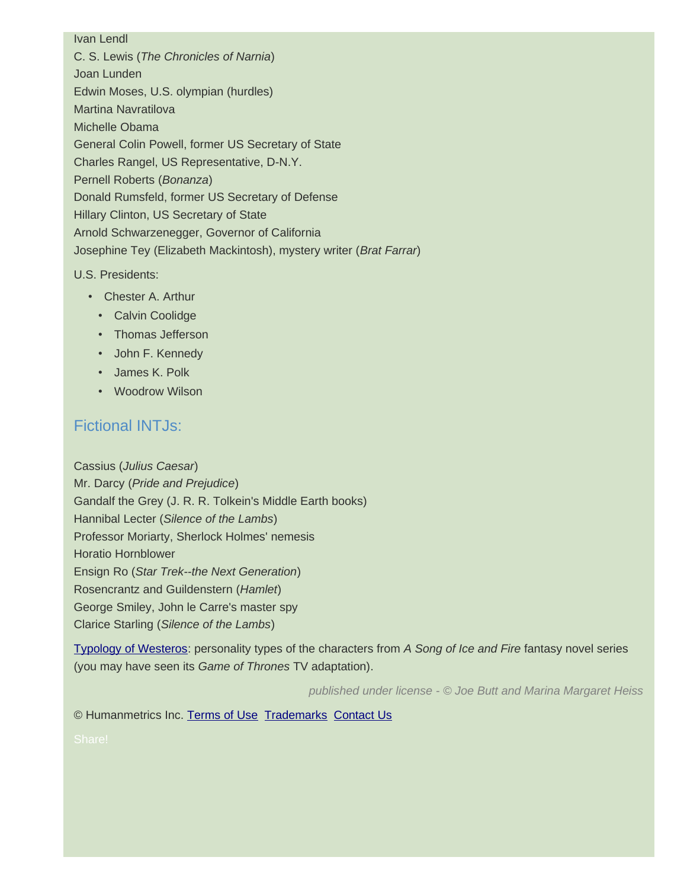Ivan Lendl
C. S. Lewis (*The Chronicles of Narnia*)
Joan Lunden
Edwin Moses, U.S. olympian (hurdles)
Martina Navratilova
Michelle Obama
General Colin Powell, former US Secretary of State
Charles Rangel, US Representative, D-N.Y.
Pernell Roberts (*Bonanza*)
Donald Rumsfeld, former US Secretary of Defense
Hillary Clinton, US Secretary of State
Arnold Schwarzenegger, Governor of California
Josephine Tey (Elizabeth Mackintosh), mystery writer (*Brat Farrar*)

U.S. Presidents:

- Chester A. Arthur
  - Calvin Coolidge
  - Thomas Jefferson
  - John F. Kennedy
  - James K. Polk
  - Woodrow Wilson

## Fictional INTJs:

Cassius (*Julius Caesar*)
Mr. Darcy (*Pride and Prejudice*)
Gandalf the Grey (J. R. R. Tolkein's Middle Earth books)
Hannibal Lecter (*Silence of the Lambs*)
Professor Moriarty, Sherlock Holmes' nemesis
Horatio Hornblower
Ensign Ro (*Star Trek--the Next Generation*)
Rosencrantz and Guildenstern (*Hamlet*)
George Smiley, John le Carre's master spy
Clarice Starling (*Silence of the Lambs*)

Typology of Westeros: personality types of the characters from *A Song of Ice and Fire* fantasy novel series (you may have seen its *Game of Thrones* TV adaptation).

*published under license - © Joe Butt and Marina Margaret Heiss*

© Humanmetrics Inc. Terms of Use Trademarks Contact Us

Share!